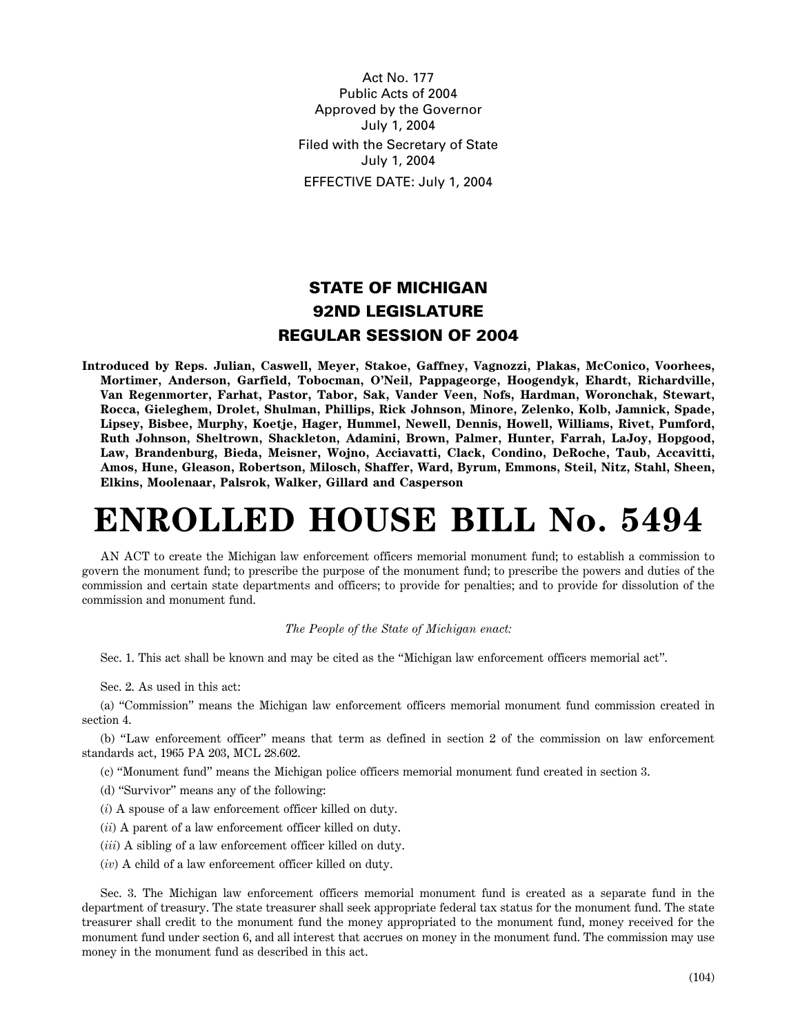Act No. 177
Public Acts of 2004
Approved by the Governor
July 1, 2004
Filed with the Secretary of State
July 1, 2004
EFFECTIVE DATE: July 1, 2004

## STATE OF MICHIGAN
## 92ND LEGISLATURE
## REGULAR SESSION OF 2004

**Introduced by Reps. Julian, Caswell, Meyer, Stakoe, Gaffney, Vagnozzi, Plakas, McConico, Voorhees, Mortimer, Anderson, Garfield, Tobocman, O'Neil, Pappageorge, Hoogendyk, Ehardt, Richardville, Van Regenmorter, Farhat, Pastor, Tabor, Sak, Vander Veen, Nofs, Hardman, Woronchak, Stewart, Rocca, Gieleghem, Drolet, Shulman, Phillips, Rick Johnson, Minore, Zelenko, Kolb, Jamnick, Spade, Lipsey, Bisbee, Murphy, Koetje, Hager, Hummel, Newell, Dennis, Howell, Williams, Rivet, Pumford, Ruth Johnson, Sheltrown, Shackleton, Adamini, Brown, Palmer, Hunter, Farrah, LaJoy, Hopgood, Law, Brandenburg, Bieda, Meisner, Wojno, Acciavatti, Clack, Condino, DeRoche, Taub, Accavitti, Amos, Hune, Gleason, Robertson, Milosch, Shaffer, Ward, Byrum, Emmons, Steil, Nitz, Stahl, Sheen, Elkins, Moolenaar, Palsrok, Walker, Gillard and Casperson**

# ENROLLED HOUSE BILL No. 5494

AN ACT to create the Michigan law enforcement officers memorial monument fund; to establish a commission to govern the monument fund; to prescribe the purpose of the monument fund; to prescribe the powers and duties of the commission and certain state departments and officers; to provide for penalties; and to provide for dissolution of the commission and monument fund.

*The People of the State of Michigan enact:*

Sec. 1. This act shall be known and may be cited as the "Michigan law enforcement officers memorial act".

Sec. 2. As used in this act:

(a) "Commission" means the Michigan law enforcement officers memorial monument fund commission created in section 4.

(b) "Law enforcement officer" means that term as defined in section 2 of the commission on law enforcement standards act, 1965 PA 203, MCL 28.602.

(c) "Monument fund" means the Michigan police officers memorial monument fund created in section 3.

(d) "Survivor" means any of the following:

(*i*) A spouse of a law enforcement officer killed on duty.

(*ii*) A parent of a law enforcement officer killed on duty.

(*iii*) A sibling of a law enforcement officer killed on duty.

(*iv*) A child of a law enforcement officer killed on duty.

Sec. 3. The Michigan law enforcement officers memorial monument fund is created as a separate fund in the department of treasury. The state treasurer shall seek appropriate federal tax status for the monument fund. The state treasurer shall credit to the monument fund the money appropriated to the monument fund, money received for the monument fund under section 6, and all interest that accrues on money in the monument fund. The commission may use money in the monument fund as described in this act.

(104)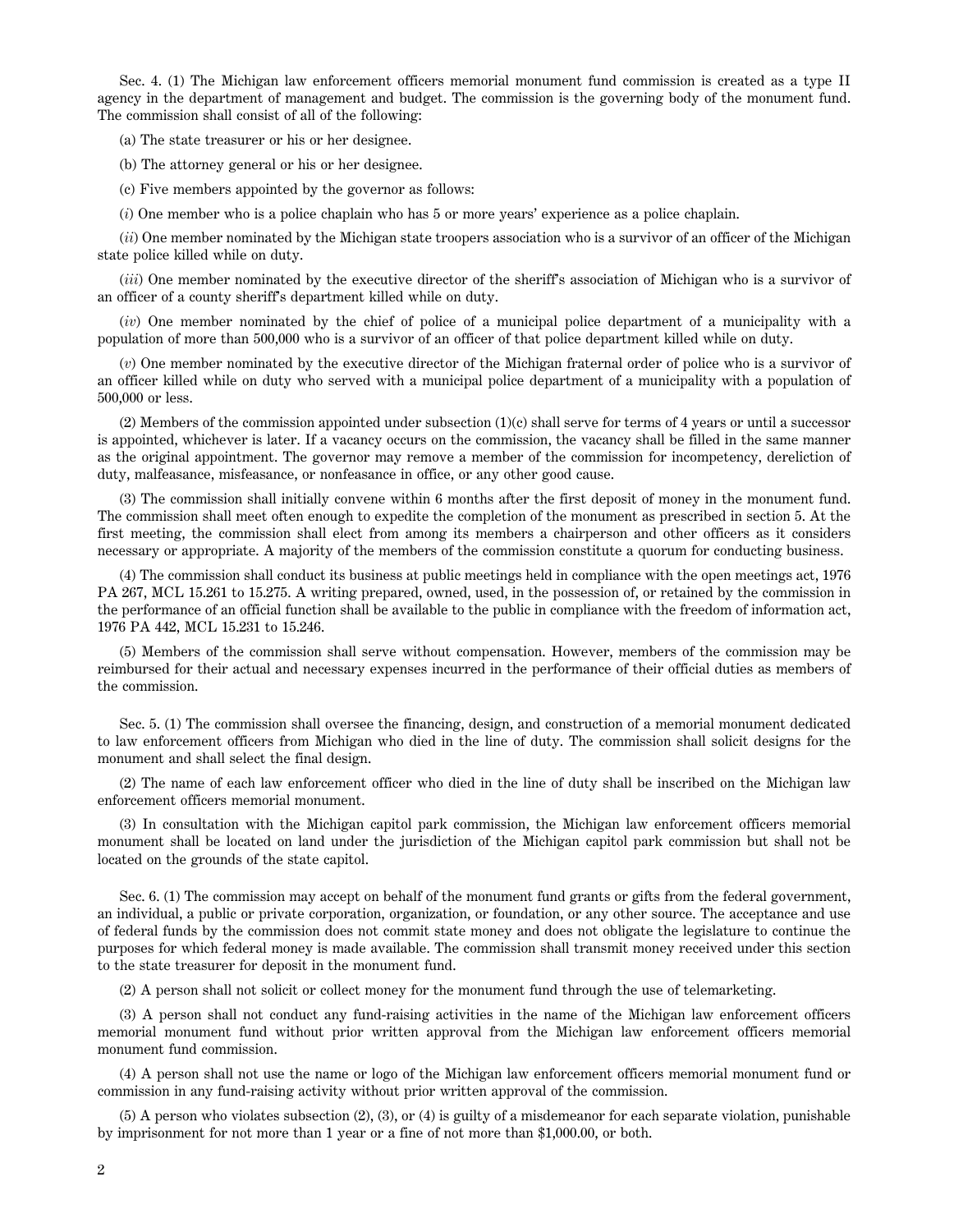Sec. 4. (1) The Michigan law enforcement officers memorial monument fund commission is created as a type II agency in the department of management and budget. The commission is the governing body of the monument fund. The commission shall consist of all of the following:

(a) The state treasurer or his or her designee.

(b) The attorney general or his or her designee.

(c) Five members appointed by the governor as follows:

(*i*) One member who is a police chaplain who has 5 or more years' experience as a police chaplain.

(*ii*) One member nominated by the Michigan state troopers association who is a survivor of an officer of the Michigan state police killed while on duty.

(*iii*) One member nominated by the executive director of the sheriff's association of Michigan who is a survivor of an officer of a county sheriff's department killed while on duty.

(*iv*) One member nominated by the chief of police of a municipal police department of a municipality with a population of more than 500,000 who is a survivor of an officer of that police department killed while on duty.

(*v*) One member nominated by the executive director of the Michigan fraternal order of police who is a survivor of an officer killed while on duty who served with a municipal police department of a municipality with a population of 500,000 or less.

(2) Members of the commission appointed under subsection (1)(c) shall serve for terms of 4 years or until a successor is appointed, whichever is later. If a vacancy occurs on the commission, the vacancy shall be filled in the same manner as the original appointment. The governor may remove a member of the commission for incompetency, dereliction of duty, malfeasance, misfeasance, or nonfeasance in office, or any other good cause.

(3) The commission shall initially convene within 6 months after the first deposit of money in the monument fund. The commission shall meet often enough to expedite the completion of the monument as prescribed in section 5. At the first meeting, the commission shall elect from among its members a chairperson and other officers as it considers necessary or appropriate. A majority of the members of the commission constitute a quorum for conducting business.

(4) The commission shall conduct its business at public meetings held in compliance with the open meetings act, 1976 PA 267, MCL 15.261 to 15.275. A writing prepared, owned, used, in the possession of, or retained by the commission in the performance of an official function shall be available to the public in compliance with the freedom of information act, 1976 PA 442, MCL 15.231 to 15.246.

(5) Members of the commission shall serve without compensation. However, members of the commission may be reimbursed for their actual and necessary expenses incurred in the performance of their official duties as members of the commission.

Sec. 5. (1) The commission shall oversee the financing, design, and construction of a memorial monument dedicated to law enforcement officers from Michigan who died in the line of duty. The commission shall solicit designs for the monument and shall select the final design.

(2) The name of each law enforcement officer who died in the line of duty shall be inscribed on the Michigan law enforcement officers memorial monument.

(3) In consultation with the Michigan capitol park commission, the Michigan law enforcement officers memorial monument shall be located on land under the jurisdiction of the Michigan capitol park commission but shall not be located on the grounds of the state capitol.

Sec. 6. (1) The commission may accept on behalf of the monument fund grants or gifts from the federal government, an individual, a public or private corporation, organization, or foundation, or any other source. The acceptance and use of federal funds by the commission does not commit state money and does not obligate the legislature to continue the purposes for which federal money is made available. The commission shall transmit money received under this section to the state treasurer for deposit in the monument fund.

(2) A person shall not solicit or collect money for the monument fund through the use of telemarketing.

(3) A person shall not conduct any fund-raising activities in the name of the Michigan law enforcement officers memorial monument fund without prior written approval from the Michigan law enforcement officers memorial monument fund commission.

(4) A person shall not use the name or logo of the Michigan law enforcement officers memorial monument fund or commission in any fund-raising activity without prior written approval of the commission.

(5) A person who violates subsection (2), (3), or (4) is guilty of a misdemeanor for each separate violation, punishable by imprisonment for not more than 1 year or a fine of not more than $1,000.00, or both.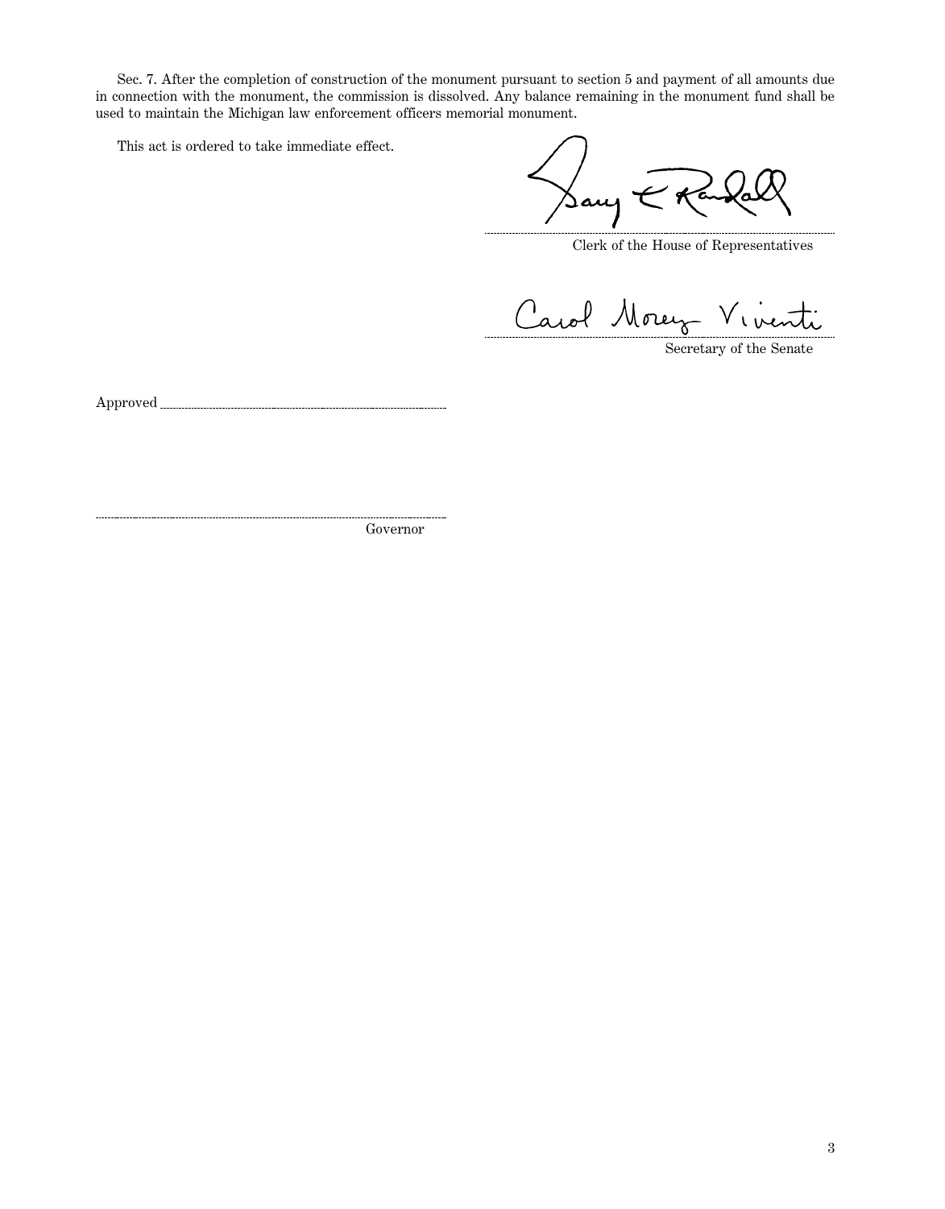Sec. 7. After the completion of construction of the monument pursuant to section 5 and payment of all amounts due in connection with the monument, the commission is dissolved. Any balance remaining in the monument fund shall be used to maintain the Michigan law enforcement officers memorial monument.

This act is ordered to take immediate effect.

Gary L Randall

Clerk of the House of Representatives

Carol Morey Viventi

Secretary of the Senate

Approved ....................................................

....................................................

Governor